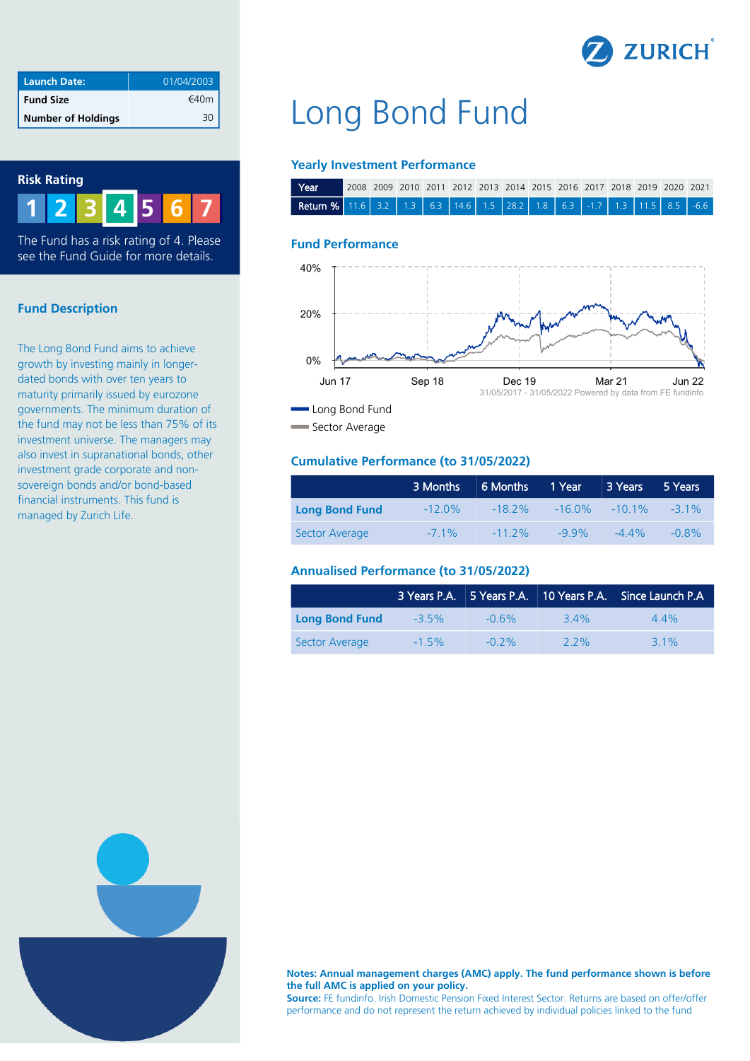ZURICH

| Launch Date: | 01/04/2003 |
| --- | --- |
| Fund Size | €40m |
| Number of Holdings | 30 |

## Risk Rating

1 2 3 **4** 5 6 7

The Fund has a risk rating of 4. Please see the Fund Guide for more details.

## Fund Description

The Long Bond Fund aims to achieve growth by investing mainly in longer-dated bonds with over ten years to maturity primarily issued by eurozone governments. The minimum duration of the fund may not be less than 75% of its investment universe. The managers may also invest in supranational bonds, other investment grade corporate and non-sovereign bonds and/or bond-based financial instruments. This fund is managed by Zurich Life.

# Long Bond Fund

## Yearly Investment Performance

| Year | 2008 | 2009 | 2010 | 2011 | 2012 | 2013 | 2014 | 2015 | 2016 | 2017 | 2018 | 2019 | 2020 | 2021 |
| --- | --- | --- | --- | --- | --- | --- | --- | --- | --- | --- | --- | --- | --- | --- |
| Return % | 11.6 | 3.2 | 1.3 | 6.3 | 14.6 | 1.5 | 28.2 | 1.8 | 6.3 | -1.7 | 1.3 | 11.5 | 8.5 | -6.6 |

## Fund Performance

31/05/2017 - 31/05/2022 Powered by data from FE fundinfo

Long Bond Fund
Sector Average

## Cumulative Performance (to 31/05/2022)

| | 3 Months | 6 Months | 1 Year | 3 Years | 5 Years |
| --- | --- | --- | --- | --- | --- |
| **Long Bond Fund** | -12.0% | -18.2% | -16.0% | -10.1% | -3.1% |
| Sector Average | -7.1% | -11.2% | -9.9% | -4.4% | -0.8% |

## Annualised Performance (to 31/05/2022)

| | 3 Years P.A. | 5 Years P.A. | 10 Years P.A. | Since Launch P.A |
| --- | --- | --- | --- | --- |
| **Long Bond Fund** | -3.5% | -0.6% | 3.4% | 4.4% |
| Sector Average | -1.5% | -0.2% | 2.2% | 3.1% |

**Notes: Annual management charges (AMC) apply. The fund performance shown is before the full AMC is applied on your policy.**
**Source:** FE fundinfo. Irish Domestic Pension Fixed Interest Sector. Returns are based on offer/offer performance and do not represent the return achieved by individual policies linked to the fund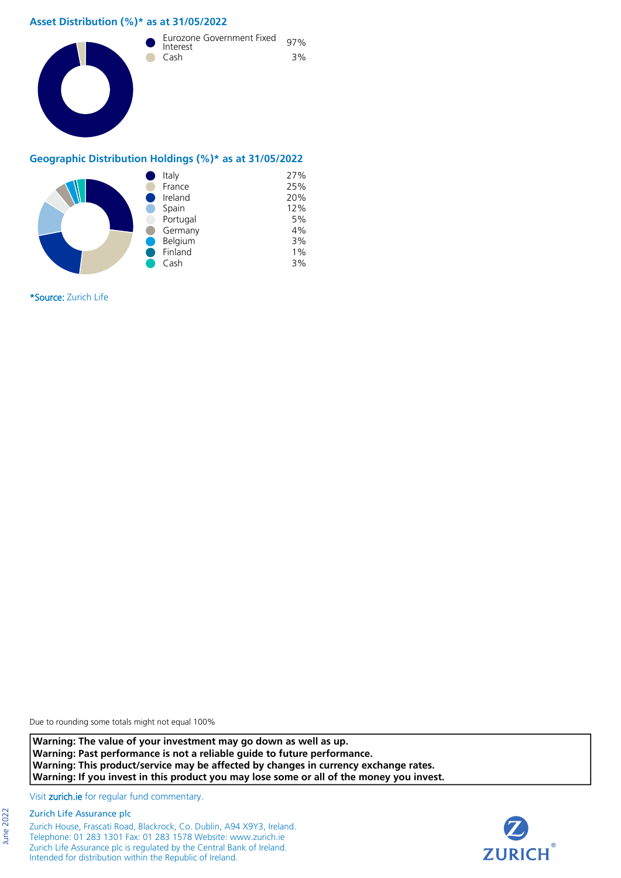## Asset Distribution (%)* as at 31/05/2022

Eurozone Government Fixed Interest 97%
Cash 3%

## Geographic Distribution Holdings (%)* as at 31/05/2022

Italy 27%
France 25%
Ireland 20%
Spain 12%
Portugal 5%
Germany 4%
Belgium 3%
Finland 1%
Cash 3%

*Source: Zurich Life

Due to rounding some totals might not equal 100%

**Warning: The value of your investment may go down as well as up.**
**Warning: Past performance is not a reliable guide to future performance.**
**Warning: This product/service may be affected by changes in currency exchange rates.**
**Warning: If you invest in this product you may lose some or all of the money you invest.**

Visit zurich.ie for regular fund commentary.

Zurich Life Assurance plc

Zurich House, Frascati Road, Blackrock, Co. Dublin, A94 X9Y3, Ireland.
Telephone: 01 283 1301 Fax: 01 283 1578 Website: www.zurich.ie
Zurich Life Assurance plc is regulated by the Central Bank of Ireland.
Intended for distribution within the Republic of Ireland.

June 2022

ZURICH